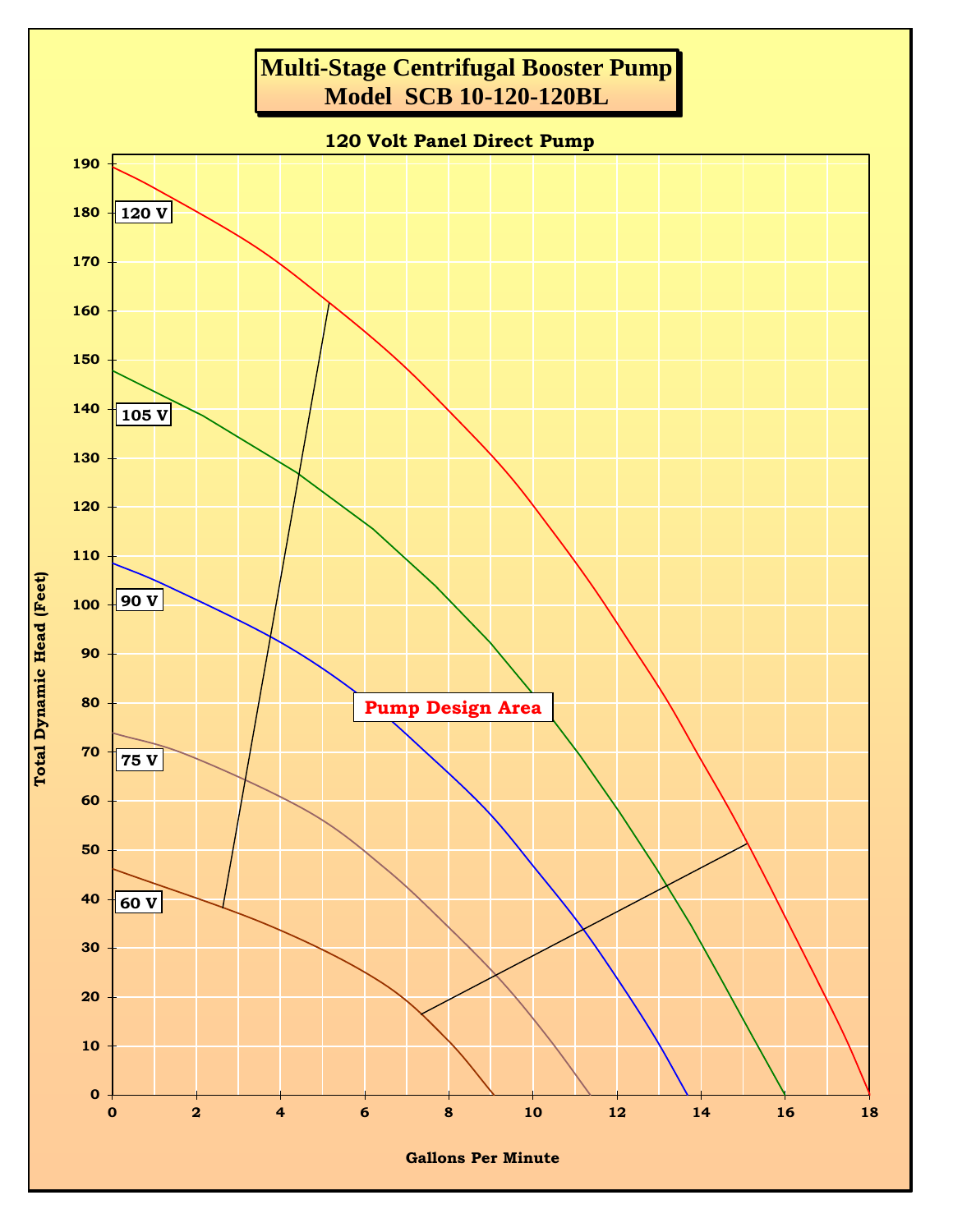# Multi-Stage Centrifugal Booster Pump
# Model SCB 10-120-120BL

## 120 Volt Panel Direct Pump

Total Dynamic Head (Feet)

120 V

105 V

90 V

75 V

60 V

Pump Design Area

Gallons Per Minute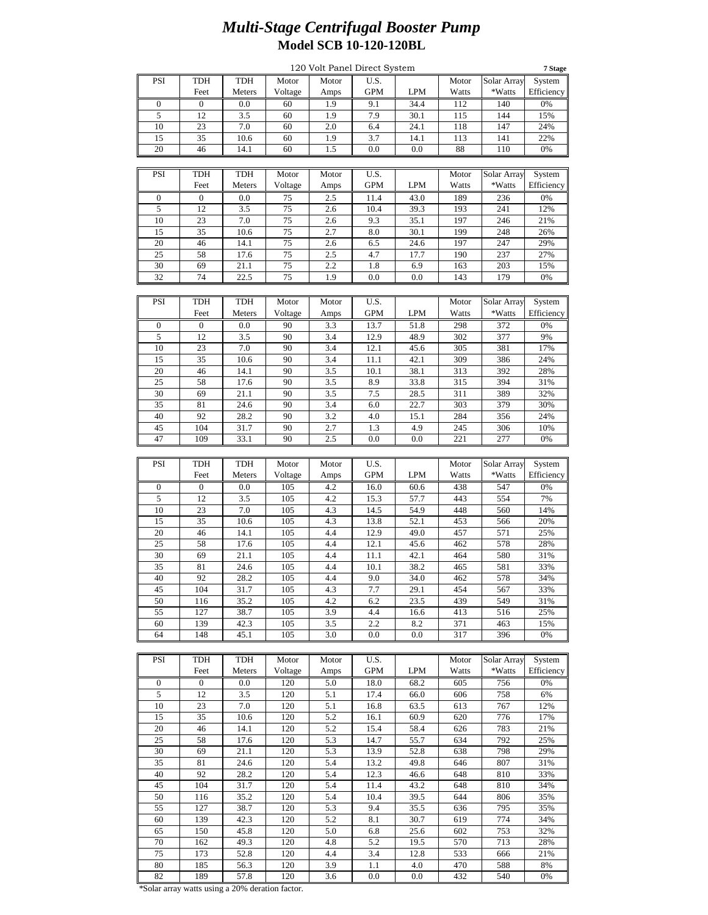# *Multi-Stage Centrifugal Booster Pump*

## Model SCB 10-120-120BL

120 Volt Panel Direct System **7 Stage**

| PSI | TDH Feet | TDH Meters | Motor Voltage | Motor Amps | U.S. GPM | LPM | Motor Watts | Solar Array *Watts | System Efficiency |
|---|---|---|---|---|---|---|---|---|---|
| 0 | 0 | 0.0 | 60 | 1.9 | 9.1 | 34.4 | 112 | 140 | 0% |
| 5 | 12 | 3.5 | 60 | 1.9 | 7.9 | 30.1 | 115 | 144 | 15% |
| 10 | 23 | 7.0 | 60 | 2.0 | 6.4 | 24.1 | 118 | 147 | 24% |
| 15 | 35 | 10.6 | 60 | 1.9 | 3.7 | 14.1 | 113 | 141 | 22% |
| 20 | 46 | 14.1 | 60 | 1.5 | 0.0 | 0.0 | 88 | 110 | 0% |

| PSI | TDH Feet | TDH Meters | Motor Voltage | Motor Amps | U.S. GPM | LPM | Motor Watts | Solar Array *Watts | System Efficiency |
|---|---|---|---|---|---|---|---|---|---|
| 0 | 0 | 0.0 | 75 | 2.5 | 11.4 | 43.0 | 189 | 236 | 0% |
| 5 | 12 | 3.5 | 75 | 2.6 | 10.4 | 39.3 | 193 | 241 | 12% |
| 10 | 23 | 7.0 | 75 | 2.6 | 9.3 | 35.1 | 197 | 246 | 21% |
| 15 | 35 | 10.6 | 75 | 2.7 | 8.0 | 30.1 | 199 | 248 | 26% |
| 20 | 46 | 14.1 | 75 | 2.6 | 6.5 | 24.6 | 197 | 247 | 29% |
| 25 | 58 | 17.6 | 75 | 2.5 | 4.7 | 17.7 | 190 | 237 | 27% |
| 30 | 69 | 21.1 | 75 | 2.2 | 1.8 | 6.9 | 163 | 203 | 15% |
| 32 | 74 | 22.5 | 75 | 1.9 | 0.0 | 0.0 | 143 | 179 | 0% |

| PSI | TDH Feet | TDH Meters | Motor Voltage | Motor Amps | U.S. GPM | LPM | Motor Watts | Solar Array *Watts | System Efficiency |
|---|---|---|---|---|---|---|---|---|---|
| 0 | 0 | 0.0 | 90 | 3.3 | 13.7 | 51.8 | 298 | 372 | 0% |
| 5 | 12 | 3.5 | 90 | 3.4 | 12.9 | 48.9 | 302 | 377 | 9% |
| 10 | 23 | 7.0 | 90 | 3.4 | 12.1 | 45.6 | 305 | 381 | 17% |
| 15 | 35 | 10.6 | 90 | 3.4 | 11.1 | 42.1 | 309 | 386 | 24% |
| 20 | 46 | 14.1 | 90 | 3.5 | 10.1 | 38.1 | 313 | 392 | 28% |
| 25 | 58 | 17.6 | 90 | 3.5 | 8.9 | 33.8 | 315 | 394 | 31% |
| 30 | 69 | 21.1 | 90 | 3.5 | 7.5 | 28.5 | 311 | 389 | 32% |
| 35 | 81 | 24.6 | 90 | 3.4 | 6.0 | 22.7 | 303 | 379 | 30% |
| 40 | 92 | 28.2 | 90 | 3.2 | 4.0 | 15.1 | 284 | 356 | 24% |
| 45 | 104 | 31.7 | 90 | 2.7 | 1.3 | 4.9 | 245 | 306 | 10% |
| 47 | 109 | 33.1 | 90 | 2.5 | 0.0 | 0.0 | 221 | 277 | 0% |

| PSI | TDH Feet | TDH Meters | Motor Voltage | Motor Amps | U.S. GPM | LPM | Motor Watts | Solar Array *Watts | System Efficiency |
|---|---|---|---|---|---|---|---|---|---|
| 0 | 0 | 0.0 | 105 | 4.2 | 16.0 | 60.6 | 438 | 547 | 0% |
| 5 | 12 | 3.5 | 105 | 4.2 | 15.3 | 57.7 | 443 | 554 | 7% |
| 10 | 23 | 7.0 | 105 | 4.3 | 14.5 | 54.9 | 448 | 560 | 14% |
| 15 | 35 | 10.6 | 105 | 4.3 | 13.8 | 52.1 | 453 | 566 | 20% |
| 20 | 46 | 14.1 | 105 | 4.4 | 12.9 | 49.0 | 457 | 571 | 25% |
| 25 | 58 | 17.6 | 105 | 4.4 | 12.1 | 45.6 | 462 | 578 | 28% |
| 30 | 69 | 21.1 | 105 | 4.4 | 11.1 | 42.1 | 464 | 580 | 31% |
| 35 | 81 | 24.6 | 105 | 4.4 | 10.1 | 38.2 | 465 | 581 | 33% |
| 40 | 92 | 28.2 | 105 | 4.4 | 9.0 | 34.0 | 462 | 578 | 34% |
| 45 | 104 | 31.7 | 105 | 4.3 | 7.7 | 29.1 | 454 | 567 | 33% |
| 50 | 116 | 35.2 | 105 | 4.2 | 6.2 | 23.5 | 439 | 549 | 31% |
| 55 | 127 | 38.7 | 105 | 3.9 | 4.4 | 16.6 | 413 | 516 | 25% |
| 60 | 139 | 42.3 | 105 | 3.5 | 2.2 | 8.2 | 371 | 463 | 15% |
| 64 | 148 | 45.1 | 105 | 3.0 | 0.0 | 0.0 | 317 | 396 | 0% |

| PSI | TDH Feet | TDH Meters | Motor Voltage | Motor Amps | U.S. GPM | LPM | Motor Watts | Solar Array *Watts | System Efficiency |
|---|---|---|---|---|---|---|---|---|---|
| 0 | 0 | 0.0 | 120 | 5.0 | 18.0 | 68.2 | 605 | 756 | 0% |
| 5 | 12 | 3.5 | 120 | 5.1 | 17.4 | 66.0 | 606 | 758 | 6% |
| 10 | 23 | 7.0 | 120 | 5.1 | 16.8 | 63.5 | 613 | 767 | 12% |
| 15 | 35 | 10.6 | 120 | 5.2 | 16.1 | 60.9 | 620 | 776 | 17% |
| 20 | 46 | 14.1 | 120 | 5.2 | 15.4 | 58.4 | 626 | 783 | 21% |
| 25 | 58 | 17.6 | 120 | 5.3 | 14.7 | 55.7 | 634 | 792 | 25% |
| 30 | 69 | 21.1 | 120 | 5.3 | 13.9 | 52.8 | 638 | 798 | 29% |
| 35 | 81 | 24.6 | 120 | 5.4 | 13.2 | 49.8 | 646 | 807 | 31% |
| 40 | 92 | 28.2 | 120 | 5.4 | 12.3 | 46.6 | 648 | 810 | 33% |
| 45 | 104 | 31.7 | 120 | 5.4 | 11.4 | 43.2 | 648 | 810 | 34% |
| 50 | 116 | 35.2 | 120 | 5.4 | 10.4 | 39.5 | 644 | 806 | 35% |
| 55 | 127 | 38.7 | 120 | 5.3 | 9.4 | 35.5 | 636 | 795 | 35% |
| 60 | 139 | 42.3 | 120 | 5.2 | 8.1 | 30.7 | 619 | 774 | 34% |
| 65 | 150 | 45.8 | 120 | 5.0 | 6.8 | 25.6 | 602 | 753 | 32% |
| 70 | 162 | 49.3 | 120 | 4.8 | 5.2 | 19.5 | 570 | 713 | 28% |
| 75 | 173 | 52.8 | 120 | 4.4 | 3.4 | 12.8 | 533 | 666 | 21% |
| 80 | 185 | 56.3 | 120 | 3.9 | 1.1 | 4.0 | 470 | 588 | 8% |
| 82 | 189 | 57.8 | 120 | 3.6 | 0.0 | 0.0 | 432 | 540 | 0% |

*Solar array watts using a 20% deration factor.